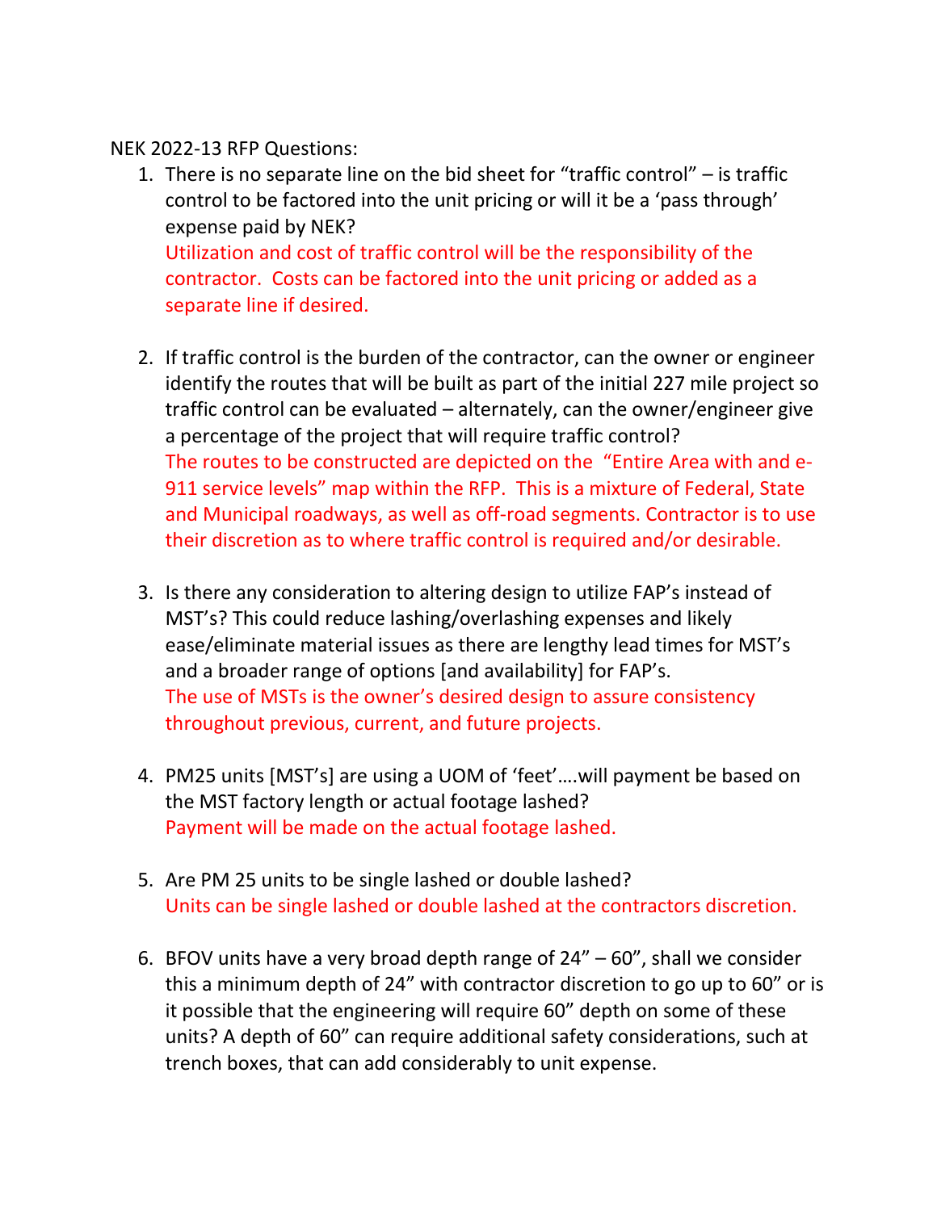NEK 2022-13 RFP Questions:

1. There is no separate line on the bid sheet for "traffic control" – is traffic control to be factored into the unit pricing or will it be a 'pass through' expense paid by NEK?
   Utilization and cost of traffic control will be the responsibility of the contractor. Costs can be factored into the unit pricing or added as a separate line if desired.

2. If traffic control is the burden of the contractor, can the owner or engineer identify the routes that will be built as part of the initial 227 mile project so traffic control can be evaluated – alternately, can the owner/engineer give a percentage of the project that will require traffic control?
   The routes to be constructed are depicted on the "Entire Area with and e-911 service levels" map within the RFP. This is a mixture of Federal, State and Municipal roadways, as well as off-road segments. Contractor is to use their discretion as to where traffic control is required and/or desirable.

3. Is there any consideration to altering design to utilize FAP's instead of MST's? This could reduce lashing/overlashing expenses and likely ease/eliminate material issues as there are lengthy lead times for MST's and a broader range of options [and availability] for FAP's.
   The use of MSTs is the owner's desired design to assure consistency throughout previous, current, and future projects.

4. PM25 units [MST's] are using a UOM of 'feet'….will payment be based on the MST factory length or actual footage lashed?
   Payment will be made on the actual footage lashed.

5. Are PM 25 units to be single lashed or double lashed?
   Units can be single lashed or double lashed at the contractors discretion.

6. BFOV units have a very broad depth range of 24" – 60", shall we consider this a minimum depth of 24" with contractor discretion to go up to 60" or is it possible that the engineering will require 60" depth on some of these units? A depth of 60" can require additional safety considerations, such at trench boxes, that can add considerably to unit expense.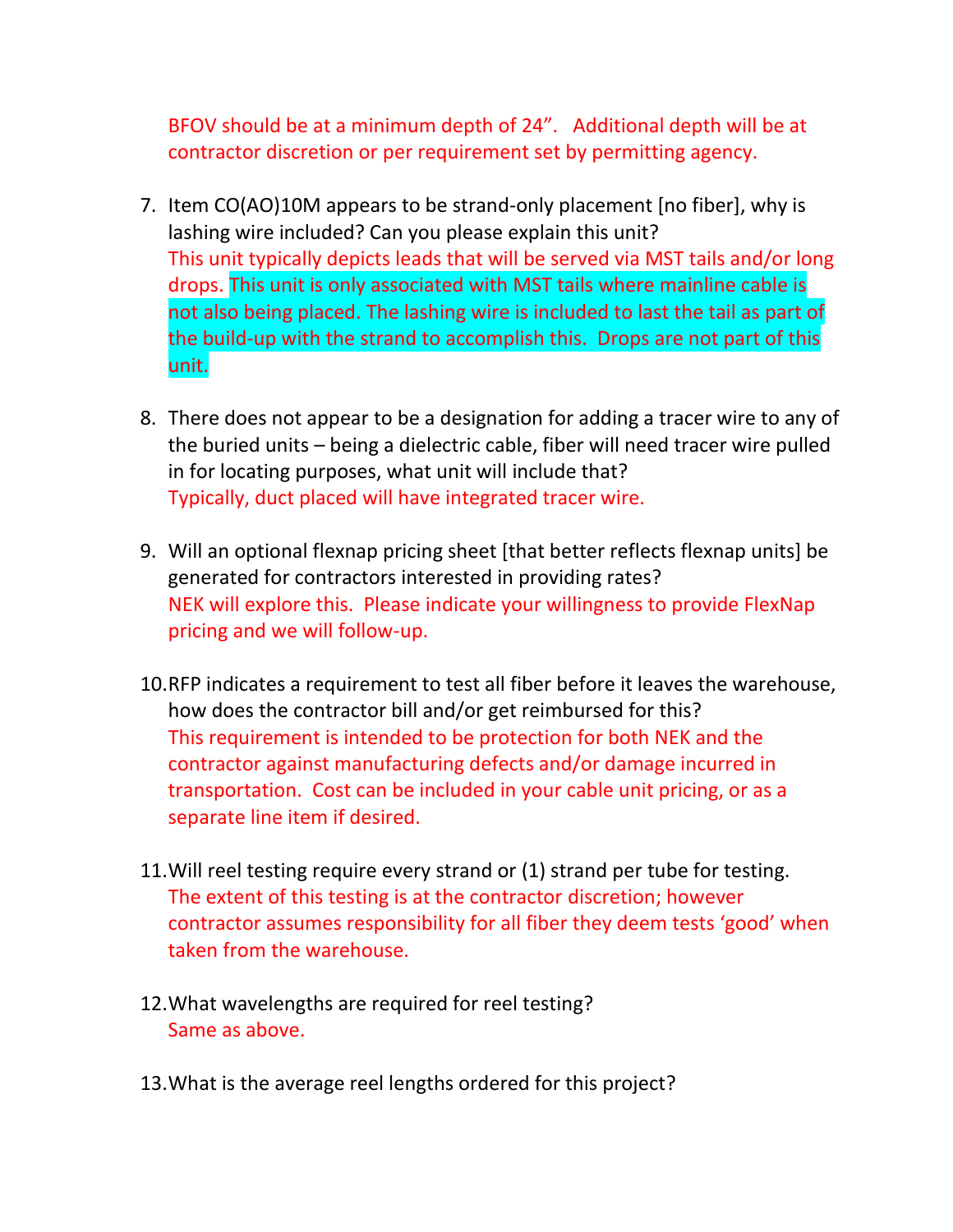BFOV should be at a minimum depth of 24". Additional depth will be at contractor discretion or per requirement set by permitting agency.

7. Item CO(AO)10M appears to be strand-only placement [no fiber], why is lashing wire included? Can you please explain this unit?
   This unit typically depicts leads that will be served via MST tails and/or long drops. This unit is only associated with MST tails where mainline cable is not also being placed. The lashing wire is included to last the tail as part of the build-up with the strand to accomplish this. Drops are not part of this unit.

8. There does not appear to be a designation for adding a tracer wire to any of the buried units – being a dielectric cable, fiber will need tracer wire pulled in for locating purposes, what unit will include that?
   Typically, duct placed will have integrated tracer wire.

9. Will an optional flexnap pricing sheet [that better reflects flexnap units] be generated for contractors interested in providing rates?
   NEK will explore this. Please indicate your willingness to provide FlexNap pricing and we will follow-up.

10. RFP indicates a requirement to test all fiber before it leaves the warehouse, how does the contractor bill and/or get reimbursed for this?
    This requirement is intended to be protection for both NEK and the contractor against manufacturing defects and/or damage incurred in transportation. Cost can be included in your cable unit pricing, or as a separate line item if desired.

11. Will reel testing require every strand or (1) strand per tube for testing.
    The extent of this testing is at the contractor discretion; however contractor assumes responsibility for all fiber they deem tests 'good' when taken from the warehouse.

12. What wavelengths are required for reel testing?
    Same as above.

13. What is the average reel lengths ordered for this project?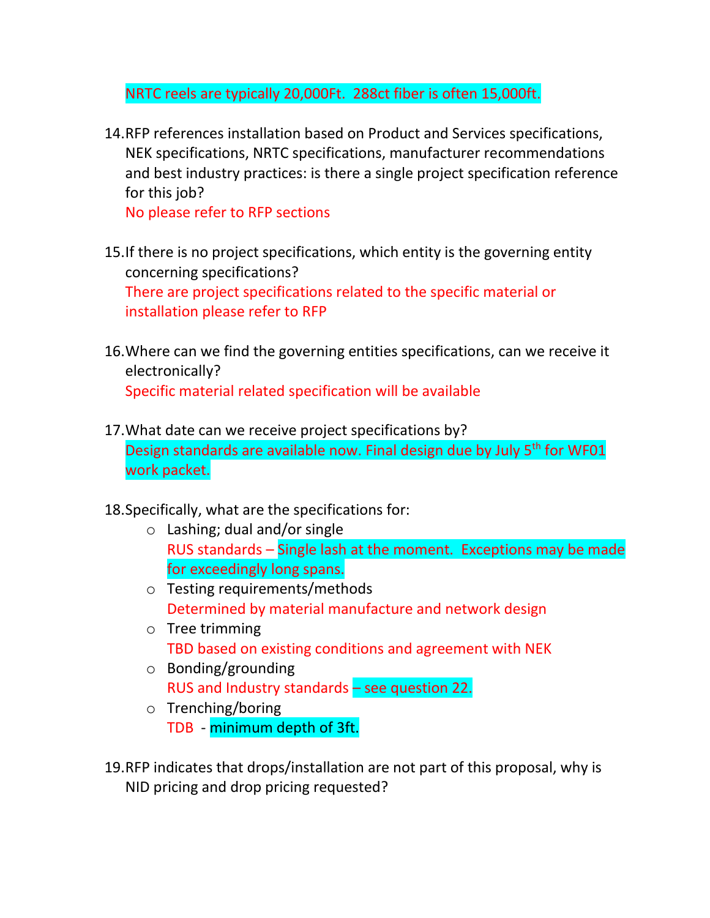NRTC reels are typically 20,000Ft. 288ct fiber is often 15,000ft.

14. RFP references installation based on Product and Services specifications, NEK specifications, NRTC specifications, manufacturer recommendations and best industry practices: is there a single project specification reference for this job?
    No please refer to RFP sections

15. If there is no project specifications, which entity is the governing entity concerning specifications?
    There are project specifications related to the specific material or installation please refer to RFP

16. Where can we find the governing entities specifications, can we receive it electronically?
    Specific material related specification will be available

17. What date can we receive project specifications by?
    Design standards are available now. Final design due by July 5th for WF01 work packet.

18. Specifically, what are the specifications for:
    - Lashing; dual and/or single
      RUS standards – Single lash at the moment. Exceptions may be made for exceedingly long spans.
    - Testing requirements/methods
      Determined by material manufacture and network design
    - Tree trimming
      TBD based on existing conditions and agreement with NEK
    - Bonding/grounding
      RUS and Industry standards – see question 22.
    - Trenching/boring
      TDB - minimum depth of 3ft.

19. RFP indicates that drops/installation are not part of this proposal, why is NID pricing and drop pricing requested?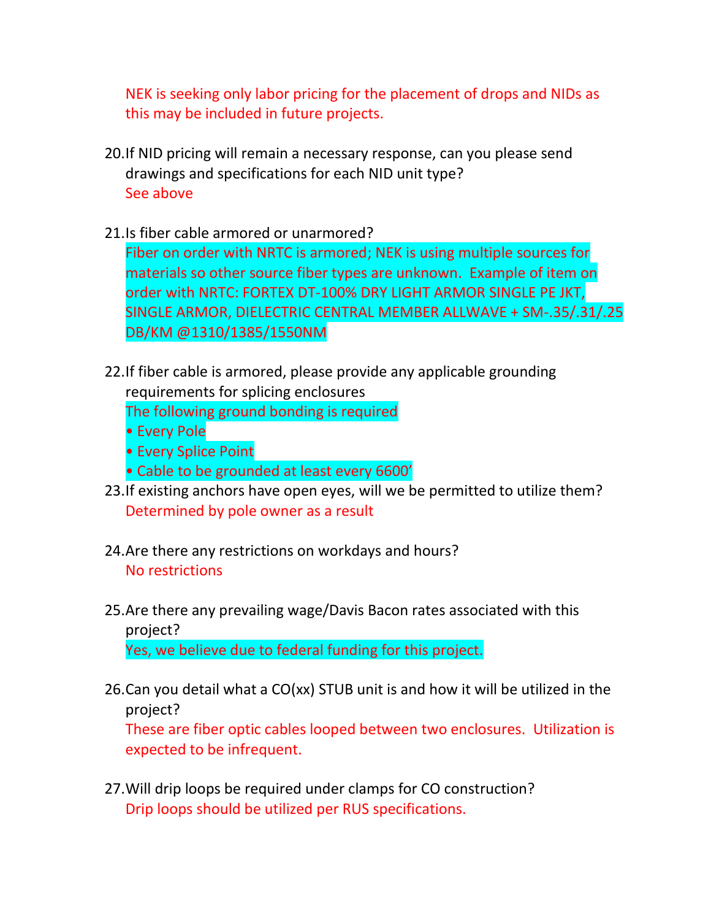NEK is seeking only labor pricing for the placement of drops and NIDs as this may be included in future projects.

20. If NID pricing will remain a necessary response, can you please send drawings and specifications for each NID unit type?
    See above

21. Is fiber cable armored or unarmored?
    Fiber on order with NRTC is armored; NEK is using multiple sources for materials so other source fiber types are unknown. Example of item on order with NRTC: FORTEX DT-100% DRY LIGHT ARMOR SINGLE PE JKT, SINGLE ARMOR, DIELECTRIC CENTRAL MEMBER ALLWAVE + SM-.35/.31/.25 DB/KM @1310/1385/1550NM

22. If fiber cable is armored, please provide any applicable grounding requirements for splicing enclosures
    The following ground bonding is required
    - Every Pole
    - Every Splice Point
    - Cable to be grounded at least every 6600'

23. If existing anchors have open eyes, will we be permitted to utilize them?
    Determined by pole owner as a result

24. Are there any restrictions on workdays and hours?
    No restrictions

25. Are there any prevailing wage/Davis Bacon rates associated with this project?
    Yes, we believe due to federal funding for this project.

26. Can you detail what a CO(xx) STUB unit is and how it will be utilized in the project?
    These are fiber optic cables looped between two enclosures. Utilization is expected to be infrequent.

27. Will drip loops be required under clamps for CO construction?
    Drip loops should be utilized per RUS specifications.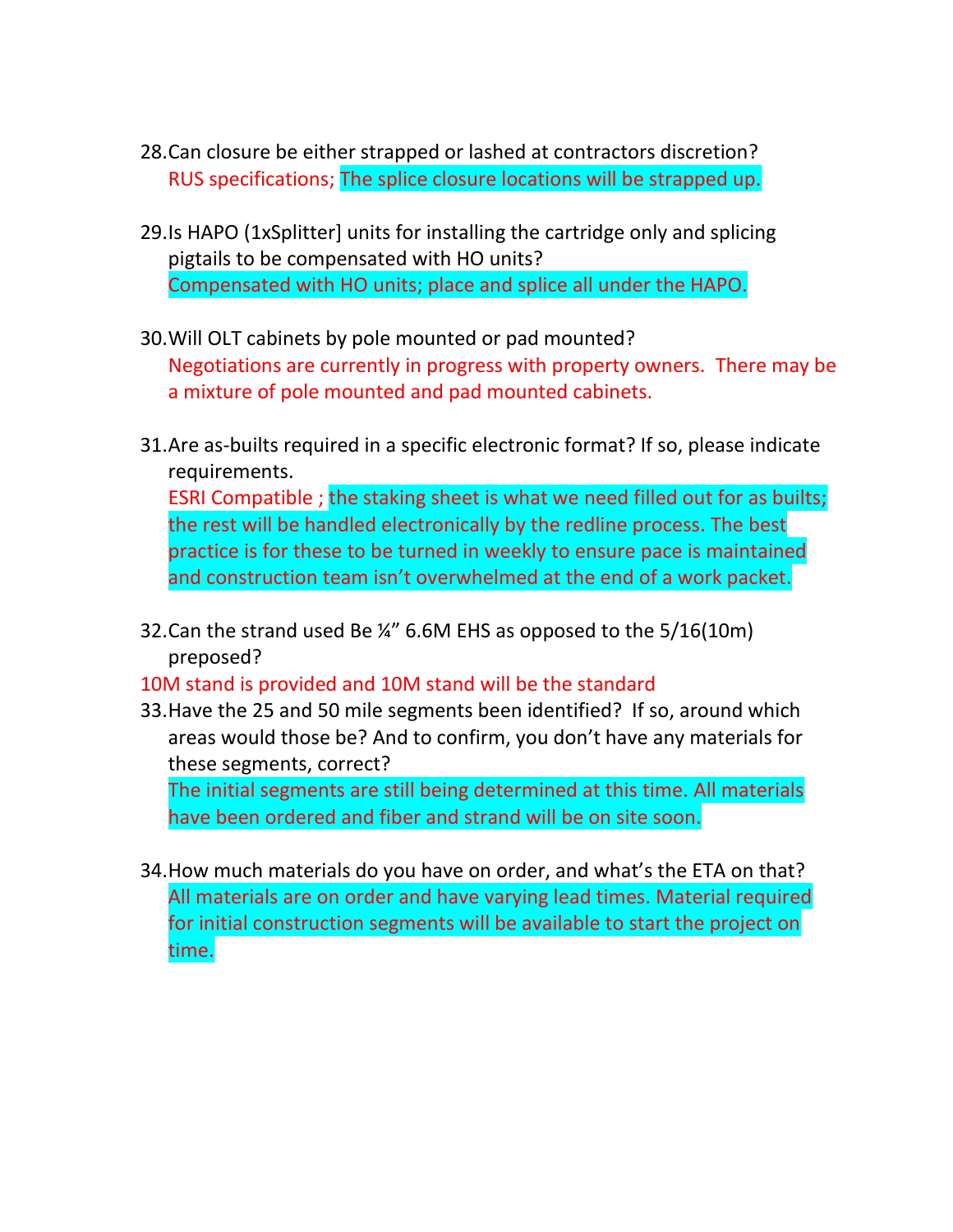28. Can closure be either strapped or lashed at contractors discretion?
    RUS specifications; The splice closure locations will be strapped up.

29. Is HAPO (1xSplitter] units for installing the cartridge only and splicing pigtails to be compensated with HO units?
    Compensated with HO units; place and splice all under the HAPO.

30. Will OLT cabinets by pole mounted or pad mounted?
    Negotiations are currently in progress with property owners. There may be a mixture of pole mounted and pad mounted cabinets.

31. Are as-builts required in a specific electronic format? If so, please indicate requirements.
    ESRI Compatible ; the staking sheet is what we need filled out for as builts; the rest will be handled electronically by the redline process. The best practice is for these to be turned in weekly to ensure pace is maintained and construction team isn't overwhelmed at the end of a work packet.

32. Can the strand used Be ¼" 6.6M EHS as opposed to the 5/16(10m) preposed?

10M stand is provided and 10M stand will be the standard

33. Have the 25 and 50 mile segments been identified? If so, around which areas would those be? And to confirm, you don't have any materials for these segments, correct?
    The initial segments are still being determined at this time. All materials have been ordered and fiber and strand will be on site soon.

34. How much materials do you have on order, and what's the ETA on that?
    All materials are on order and have varying lead times. Material required for initial construction segments will be available to start the project on time.